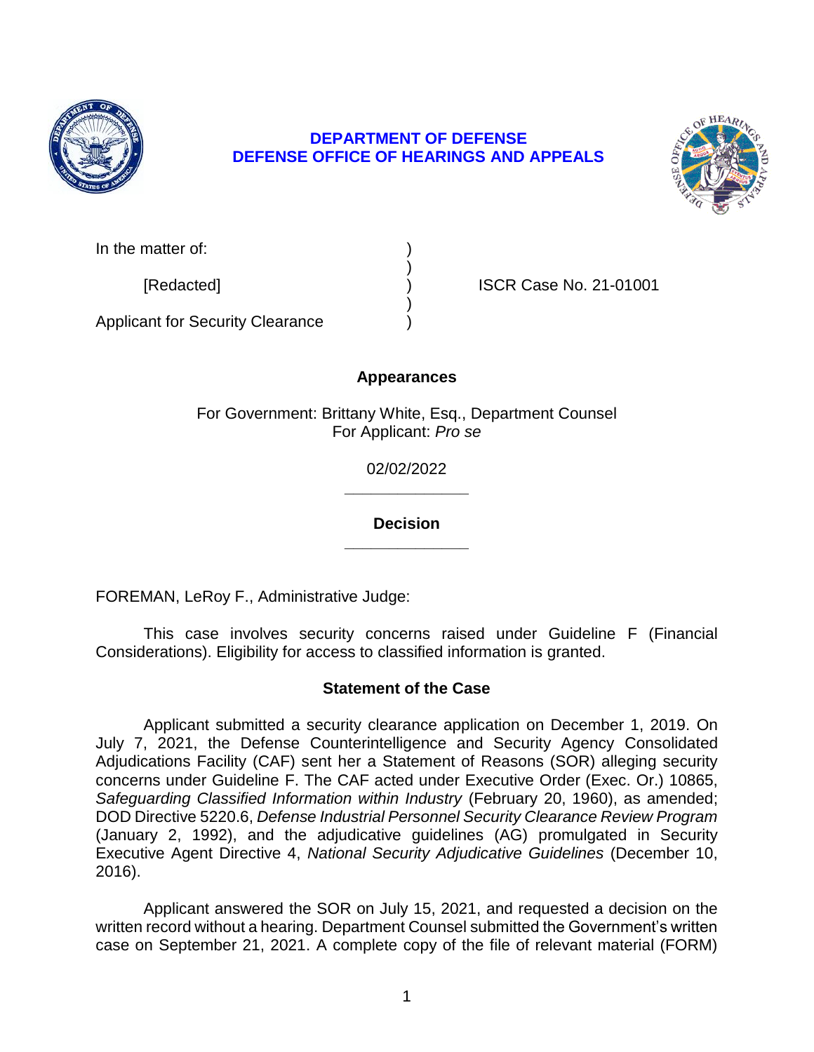**DEPARTMENT OF DEFENSE**
**DEFENSE OFFICE OF HEARINGS AND APPEALS**

| | | |
|---|---|---|
| In the matter of: | ) | |
| | ) | |
| [Redacted] | ) | ISCR Case No. 21-01001 |
| | ) | |
| Applicant for Security Clearance | ) | |

## Appearances

For Government: Brittany White, Esq., Department Counsel
For Applicant: *Pro se*

02/02/2022

---

## Decision

---

FOREMAN, LeRoy F., Administrative Judge:

This case involves security concerns raised under Guideline F (Financial Considerations). Eligibility for access to classified information is granted.

## Statement of the Case

Applicant submitted a security clearance application on December 1, 2019. On July 7, 2021, the Defense Counterintelligence and Security Agency Consolidated Adjudications Facility (CAF) sent her a Statement of Reasons (SOR) alleging security concerns under Guideline F. The CAF acted under Executive Order (Exec. Or.) 10865, *Safeguarding Classified Information within Industry* (February 20, 1960), as amended; DOD Directive 5220.6, *Defense Industrial Personnel Security Clearance Review Program* (January 2, 1992), and the adjudicative guidelines (AG) promulgated in Security Executive Agent Directive 4, *National Security Adjudicative Guidelines* (December 10, 2016).

Applicant answered the SOR on July 15, 2021, and requested a decision on the written record without a hearing. Department Counsel submitted the Government's written case on September 21, 2021. A complete copy of the file of relevant material (FORM)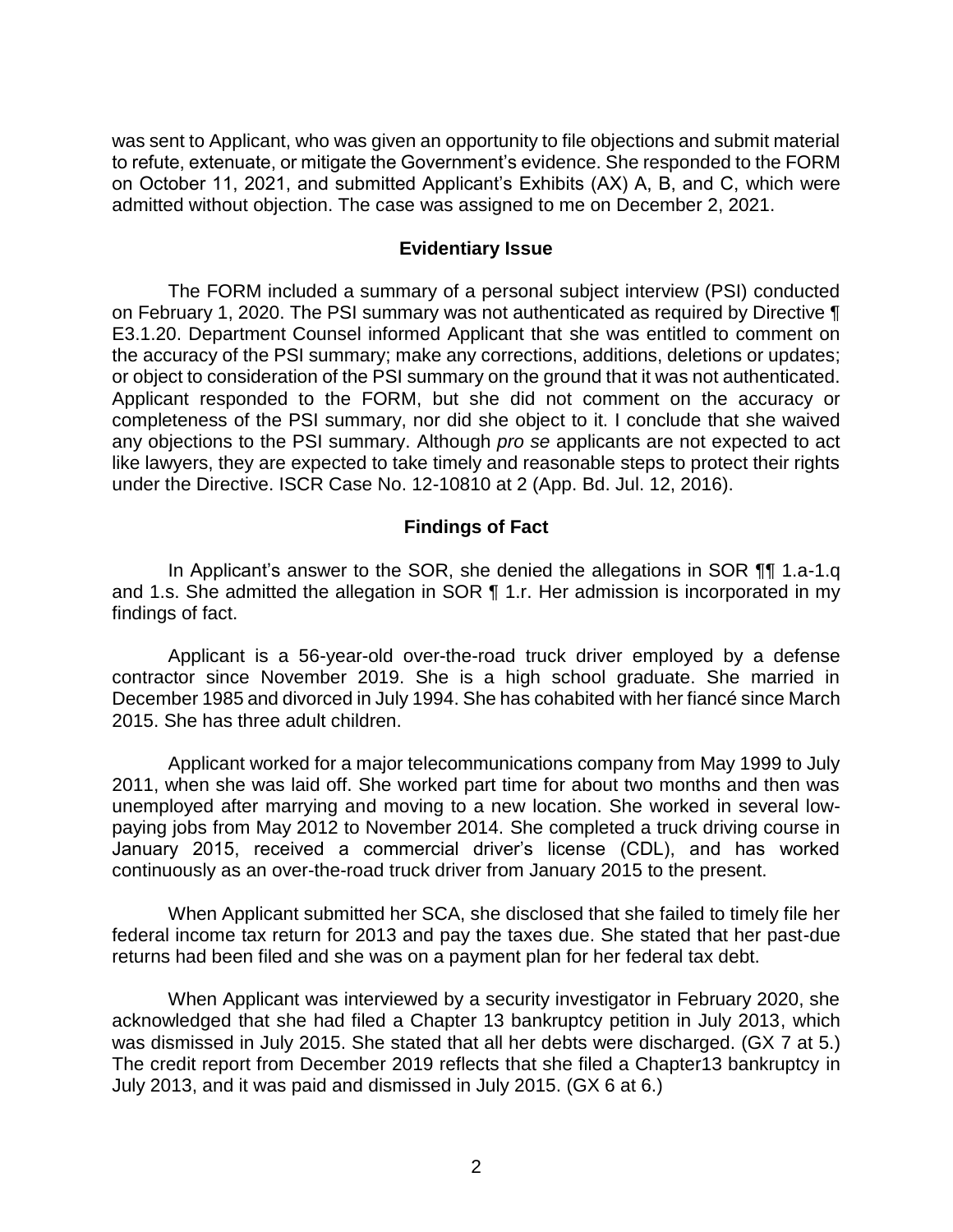was sent to Applicant, who was given an opportunity to file objections and submit material to refute, extenuate, or mitigate the Government's evidence. She responded to the FORM on October 11, 2021, and submitted Applicant's Exhibits (AX) A, B, and C, which were admitted without objection. The case was assigned to me on December 2, 2021.

## Evidentiary Issue

The FORM included a summary of a personal subject interview (PSI) conducted on February 1, 2020. The PSI summary was not authenticated as required by Directive ¶ E3.1.20. Department Counsel informed Applicant that she was entitled to comment on the accuracy of the PSI summary; make any corrections, additions, deletions or updates; or object to consideration of the PSI summary on the ground that it was not authenticated. Applicant responded to the FORM, but she did not comment on the accuracy or completeness of the PSI summary, nor did she object to it. I conclude that she waived any objections to the PSI summary. Although *pro se* applicants are not expected to act like lawyers, they are expected to take timely and reasonable steps to protect their rights under the Directive. ISCR Case No. 12-10810 at 2 (App. Bd. Jul. 12, 2016).

## Findings of Fact

In Applicant's answer to the SOR, she denied the allegations in SOR ¶¶ 1.a-1.q and 1.s. She admitted the allegation in SOR ¶ 1.r. Her admission is incorporated in my findings of fact.

Applicant is a 56-year-old over-the-road truck driver employed by a defense contractor since November 2019. She is a high school graduate. She married in December 1985 and divorced in July 1994. She has cohabited with her fiancé since March 2015. She has three adult children.

Applicant worked for a major telecommunications company from May 1999 to July 2011, when she was laid off. She worked part time for about two months and then was unemployed after marrying and moving to a new location. She worked in several low-paying jobs from May 2012 to November 2014. She completed a truck driving course in January 2015, received a commercial driver's license (CDL), and has worked continuously as an over-the-road truck driver from January 2015 to the present.

When Applicant submitted her SCA, she disclosed that she failed to timely file her federal income tax return for 2013 and pay the taxes due. She stated that her past-due returns had been filed and she was on a payment plan for her federal tax debt.

When Applicant was interviewed by a security investigator in February 2020, she acknowledged that she had filed a Chapter 13 bankruptcy petition in July 2013, which was dismissed in July 2015. She stated that all her debts were discharged. (GX 7 at 5.) The credit report from December 2019 reflects that she filed a Chapter13 bankruptcy in July 2013, and it was paid and dismissed in July 2015. (GX 6 at 6.)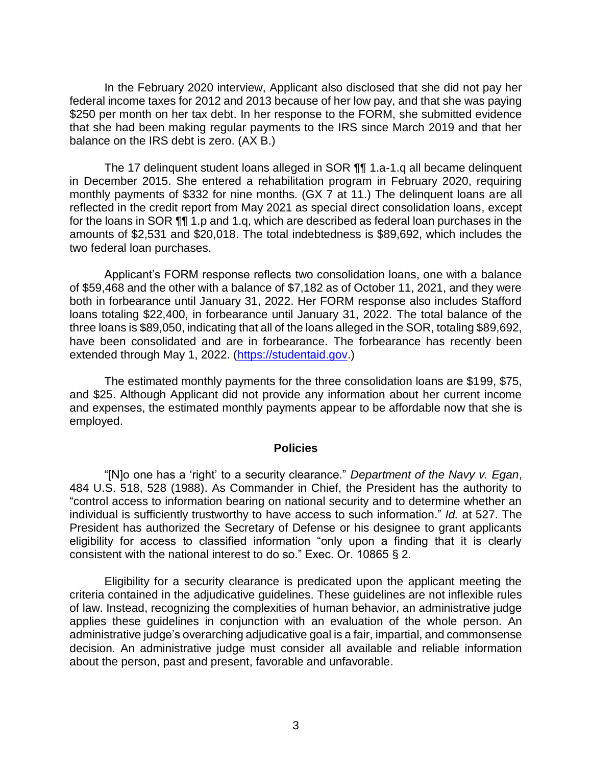In the February 2020 interview, Applicant also disclosed that she did not pay her federal income taxes for 2012 and 2013 because of her low pay, and that she was paying $250 per month on her tax debt. In her response to the FORM, she submitted evidence that she had been making regular payments to the IRS since March 2019 and that her balance on the IRS debt is zero. (AX B.)

The 17 delinquent student loans alleged in SOR ¶¶ 1.a-1.q all became delinquent in December 2015. She entered a rehabilitation program in February 2020, requiring monthly payments of $332 for nine months. (GX 7 at 11.) The delinquent loans are all reflected in the credit report from May 2021 as special direct consolidation loans, except for the loans in SOR ¶¶ 1.p and 1.q, which are described as federal loan purchases in the amounts of $2,531 and $20,018. The total indebtedness is $89,692, which includes the two federal loan purchases.

Applicant's FORM response reflects two consolidation loans, one with a balance of $59,468 and the other with a balance of $7,182 as of October 11, 2021, and they were both in forbearance until January 31, 2022. Her FORM response also includes Stafford loans totaling $22,400, in forbearance until January 31, 2022. The total balance of the three loans is $89,050, indicating that all of the loans alleged in the SOR, totaling $89,692, have been consolidated and are in forbearance. The forbearance has recently been extended through May 1, 2022. (https://studentaid.gov.)

The estimated monthly payments for the three consolidation loans are $199, $75, and $25. Although Applicant did not provide any information about her current income and expenses, the estimated monthly payments appear to be affordable now that she is employed.

## Policies

"[N]o one has a 'right' to a security clearance." *Department of the Navy v. Egan*, 484 U.S. 518, 528 (1988). As Commander in Chief, the President has the authority to "control access to information bearing on national security and to determine whether an individual is sufficiently trustworthy to have access to such information." *Id.* at 527. The President has authorized the Secretary of Defense or his designee to grant applicants eligibility for access to classified information "only upon a finding that it is clearly consistent with the national interest to do so." Exec. Or. 10865 § 2.

Eligibility for a security clearance is predicated upon the applicant meeting the criteria contained in the adjudicative guidelines. These guidelines are not inflexible rules of law. Instead, recognizing the complexities of human behavior, an administrative judge applies these guidelines in conjunction with an evaluation of the whole person. An administrative judge's overarching adjudicative goal is a fair, impartial, and commonsense decision. An administrative judge must consider all available and reliable information about the person, past and present, favorable and unfavorable.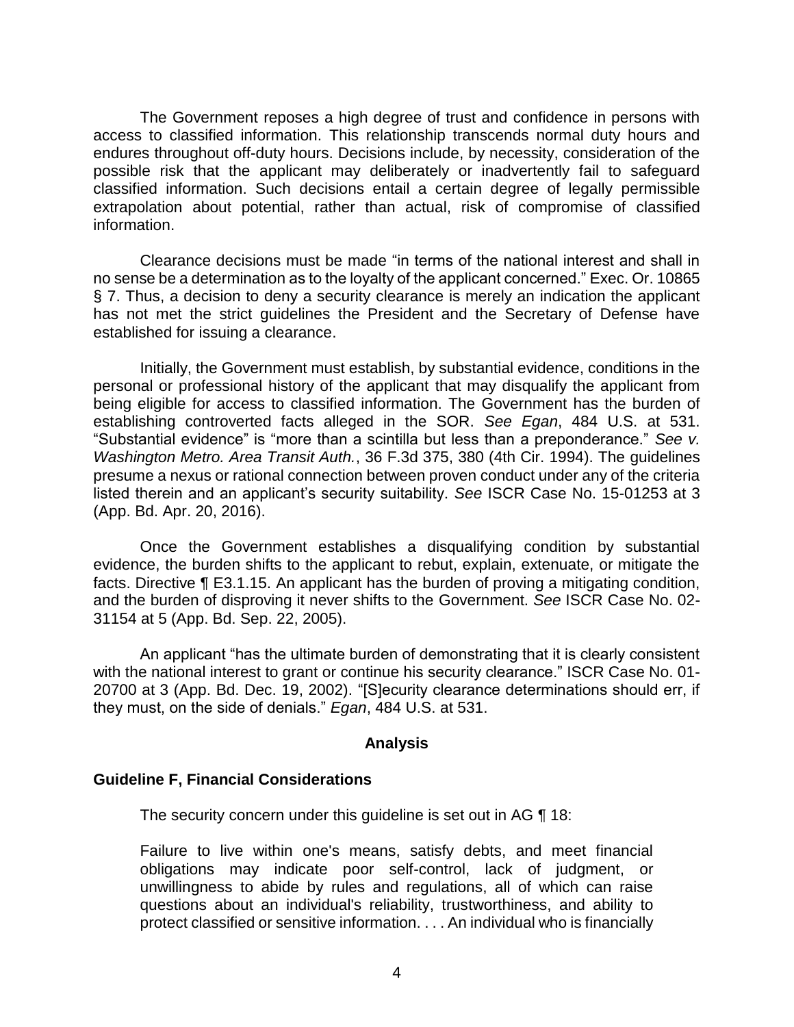The Government reposes a high degree of trust and confidence in persons with access to classified information. This relationship transcends normal duty hours and endures throughout off-duty hours. Decisions include, by necessity, consideration of the possible risk that the applicant may deliberately or inadvertently fail to safeguard classified information. Such decisions entail a certain degree of legally permissible extrapolation about potential, rather than actual, risk of compromise of classified information.

Clearance decisions must be made "in terms of the national interest and shall in no sense be a determination as to the loyalty of the applicant concerned." Exec. Or. 10865 § 7. Thus, a decision to deny a security clearance is merely an indication the applicant has not met the strict guidelines the President and the Secretary of Defense have established for issuing a clearance.

Initially, the Government must establish, by substantial evidence, conditions in the personal or professional history of the applicant that may disqualify the applicant from being eligible for access to classified information. The Government has the burden of establishing controverted facts alleged in the SOR. *See Egan*, 484 U.S. at 531. "Substantial evidence" is "more than a scintilla but less than a preponderance." *See v. Washington Metro. Area Transit Auth.*, 36 F.3d 375, 380 (4th Cir. 1994). The guidelines presume a nexus or rational connection between proven conduct under any of the criteria listed therein and an applicant's security suitability. *See* ISCR Case No. 15-01253 at 3 (App. Bd. Apr. 20, 2016).

Once the Government establishes a disqualifying condition by substantial evidence, the burden shifts to the applicant to rebut, explain, extenuate, or mitigate the facts. Directive ¶ E3.1.15. An applicant has the burden of proving a mitigating condition, and the burden of disproving it never shifts to the Government. *See* ISCR Case No. 02-31154 at 5 (App. Bd. Sep. 22, 2005).

An applicant "has the ultimate burden of demonstrating that it is clearly consistent with the national interest to grant or continue his security clearance." ISCR Case No. 01-20700 at 3 (App. Bd. Dec. 19, 2002). "[S]ecurity clearance determinations should err, if they must, on the side of denials." *Egan*, 484 U.S. at 531.

## Analysis

### Guideline F, Financial Considerations

The security concern under this guideline is set out in AG ¶ 18:

> Failure to live within one's means, satisfy debts, and meet financial obligations may indicate poor self-control, lack of judgment, or unwillingness to abide by rules and regulations, all of which can raise questions about an individual's reliability, trustworthiness, and ability to protect classified or sensitive information. . . . An individual who is financially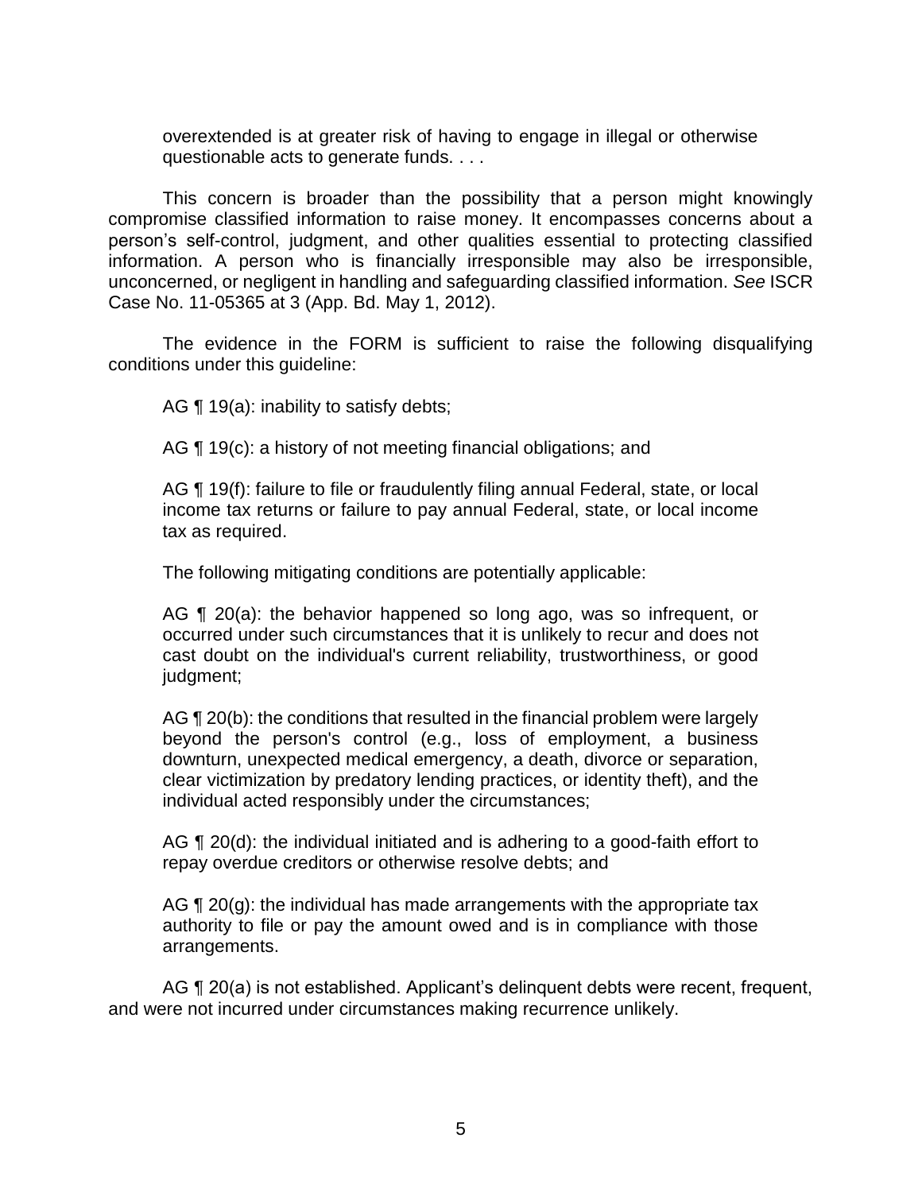overextended is at greater risk of having to engage in illegal or otherwise questionable acts to generate funds. . . .

This concern is broader than the possibility that a person might knowingly compromise classified information to raise money. It encompasses concerns about a person's self-control, judgment, and other qualities essential to protecting classified information. A person who is financially irresponsible may also be irresponsible, unconcerned, or negligent in handling and safeguarding classified information. *See* ISCR Case No. 11-05365 at 3 (App. Bd. May 1, 2012).

The evidence in the FORM is sufficient to raise the following disqualifying conditions under this guideline:

AG ¶ 19(a): inability to satisfy debts;

AG ¶ 19(c): a history of not meeting financial obligations; and

AG ¶ 19(f): failure to file or fraudulently filing annual Federal, state, or local income tax returns or failure to pay annual Federal, state, or local income tax as required.

The following mitigating conditions are potentially applicable:

AG ¶ 20(a): the behavior happened so long ago, was so infrequent, or occurred under such circumstances that it is unlikely to recur and does not cast doubt on the individual's current reliability, trustworthiness, or good judgment;

AG ¶ 20(b): the conditions that resulted in the financial problem were largely beyond the person's control (e.g., loss of employment, a business downturn, unexpected medical emergency, a death, divorce or separation, clear victimization by predatory lending practices, or identity theft), and the individual acted responsibly under the circumstances;

AG ¶ 20(d): the individual initiated and is adhering to a good-faith effort to repay overdue creditors or otherwise resolve debts; and

AG ¶ 20(g): the individual has made arrangements with the appropriate tax authority to file or pay the amount owed and is in compliance with those arrangements.

AG ¶ 20(a) is not established. Applicant's delinquent debts were recent, frequent, and were not incurred under circumstances making recurrence unlikely.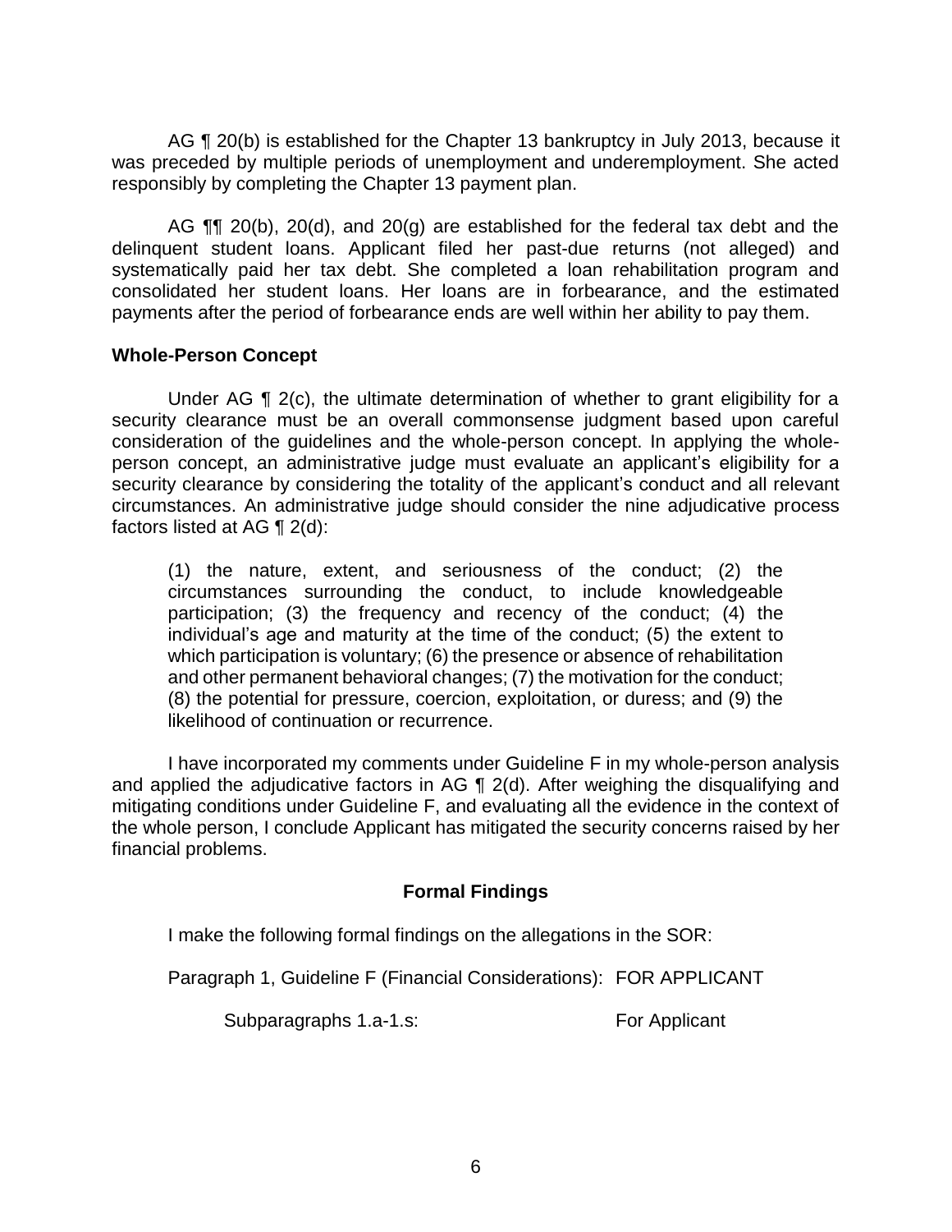AG ¶ 20(b) is established for the Chapter 13 bankruptcy in July 2013, because it was preceded by multiple periods of unemployment and underemployment. She acted responsibly by completing the Chapter 13 payment plan.

AG ¶¶ 20(b), 20(d), and 20(g) are established for the federal tax debt and the delinquent student loans. Applicant filed her past-due returns (not alleged) and systematically paid her tax debt. She completed a loan rehabilitation program and consolidated her student loans. Her loans are in forbearance, and the estimated payments after the period of forbearance ends are well within her ability to pay them.

## Whole-Person Concept

Under AG ¶ 2(c), the ultimate determination of whether to grant eligibility for a security clearance must be an overall commonsense judgment based upon careful consideration of the guidelines and the whole-person concept. In applying the whole-person concept, an administrative judge must evaluate an applicant's eligibility for a security clearance by considering the totality of the applicant's conduct and all relevant circumstances. An administrative judge should consider the nine adjudicative process factors listed at AG ¶ 2(d):

> (1) the nature, extent, and seriousness of the conduct; (2) the circumstances surrounding the conduct, to include knowledgeable participation; (3) the frequency and recency of the conduct; (4) the individual's age and maturity at the time of the conduct; (5) the extent to which participation is voluntary; (6) the presence or absence of rehabilitation and other permanent behavioral changes; (7) the motivation for the conduct; (8) the potential for pressure, coercion, exploitation, or duress; and (9) the likelihood of continuation or recurrence.

I have incorporated my comments under Guideline F in my whole-person analysis and applied the adjudicative factors in AG ¶ 2(d). After weighing the disqualifying and mitigating conditions under Guideline F, and evaluating all the evidence in the context of the whole person, I conclude Applicant has mitigated the security concerns raised by her financial problems.

## Formal Findings

I make the following formal findings on the allegations in the SOR:

Paragraph 1, Guideline F (Financial Considerations): FOR APPLICANT

Subparagraphs 1.a-1.s: For Applicant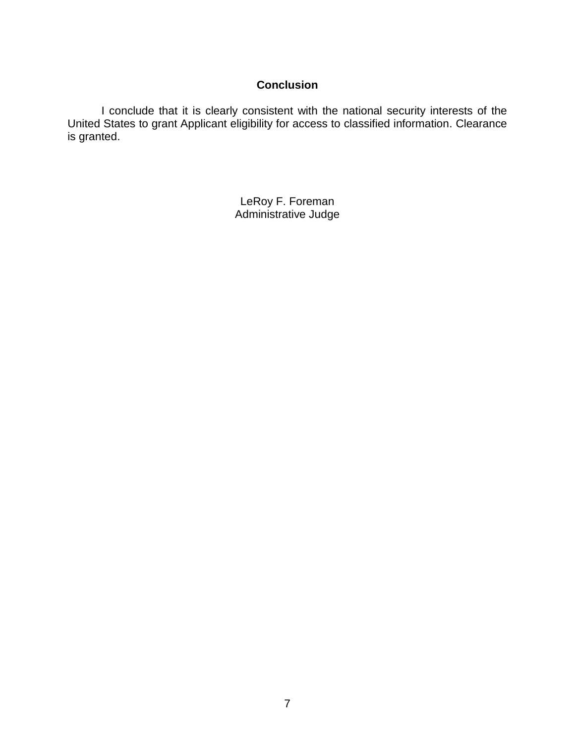## Conclusion

I conclude that it is clearly consistent with the national security interests of the United States to grant Applicant eligibility for access to classified information. Clearance is granted.

LeRoy F. Foreman
Administrative Judge